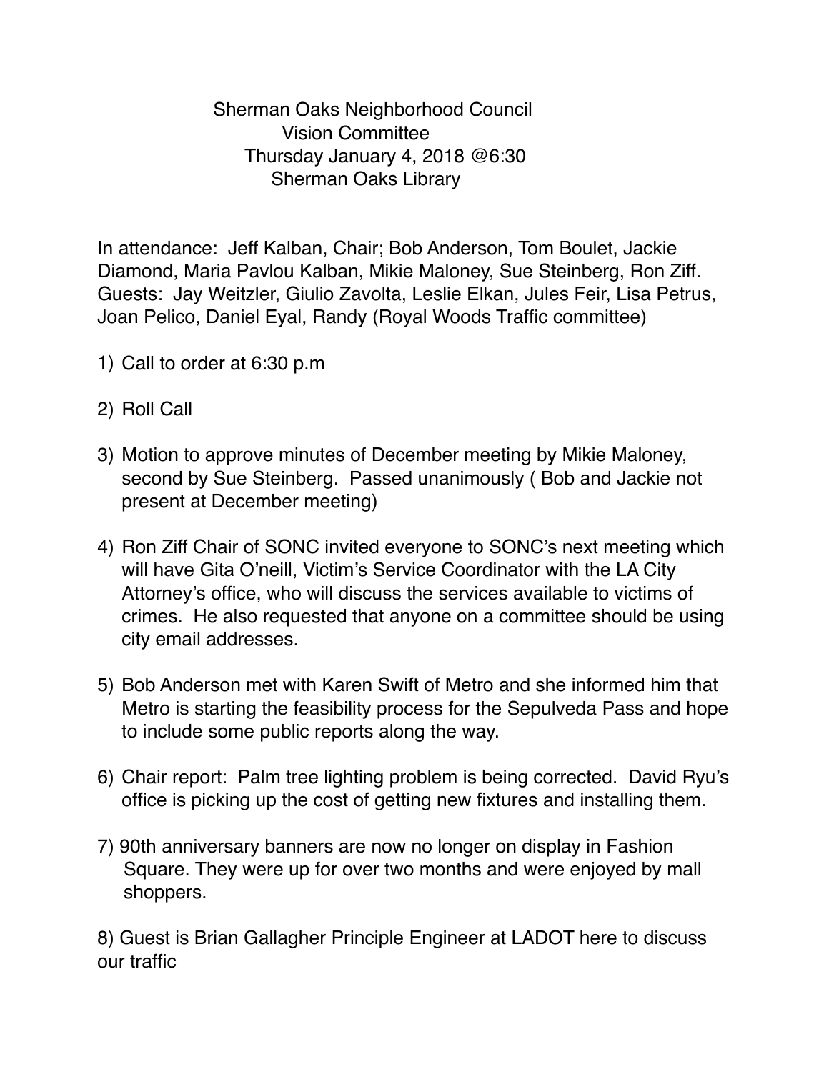Sherman Oaks Neighborhood Council
Vision Committee
Thursday January 4, 2018 @6:30
Sherman Oaks Library

In attendance: Jeff Kalban, Chair; Bob Anderson, Tom Boulet, Jackie Diamond, Maria Pavlou Kalban, Mikie Maloney, Sue Steinberg, Ron Ziff. Guests: Jay Weitzler, Giulio Zavolta, Leslie Elkan, Jules Feir, Lisa Petrus, Joan Pelico, Daniel Eyal, Randy (Royal Woods Traffic committee)

1) Call to order at 6:30 p.m

2) Roll Call

3) Motion to approve minutes of December meeting by Mikie Maloney, second by Sue Steinberg. Passed unanimously ( Bob and Jackie not present at December meeting)

4) Ron Ziff Chair of SONC invited everyone to SONC's next meeting which will have Gita O'neill, Victim's Service Coordinator with the LA City Attorney's office, who will discuss the services available to victims of crimes. He also requested that anyone on a committee should be using city email addresses.

5) Bob Anderson met with Karen Swift of Metro and she informed him that Metro is starting the feasibility process for the Sepulveda Pass and hope to include some public reports along the way.

6) Chair report: Palm tree lighting problem is being corrected. David Ryu's office is picking up the cost of getting new fixtures and installing them.

7) 90th anniversary banners are now no longer on display in Fashion Square. They were up for over two months and were enjoyed by mall shoppers.

8) Guest is Brian Gallagher Principle Engineer at LADOT here to discuss our traffic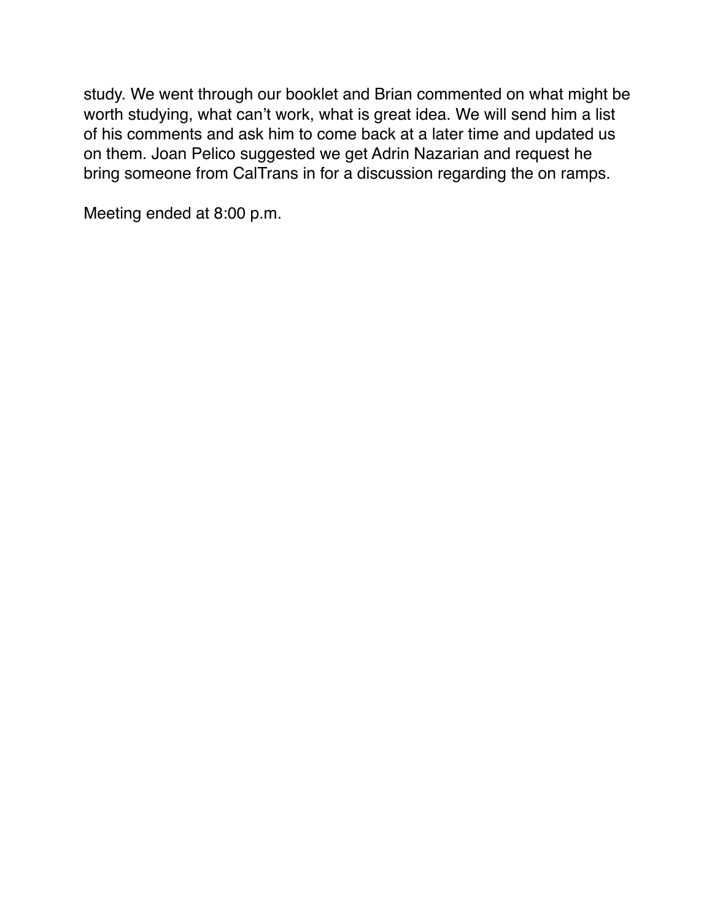study. We went through our booklet and Brian commented on what might be worth studying, what can't work, what is great idea. We will send him a list of his comments and ask him to come back at a later time and updated us on them. Joan Pelico suggested we get Adrin Nazarian and request he bring someone from CalTrans in for a discussion regarding the on ramps.

Meeting ended at 8:00 p.m.